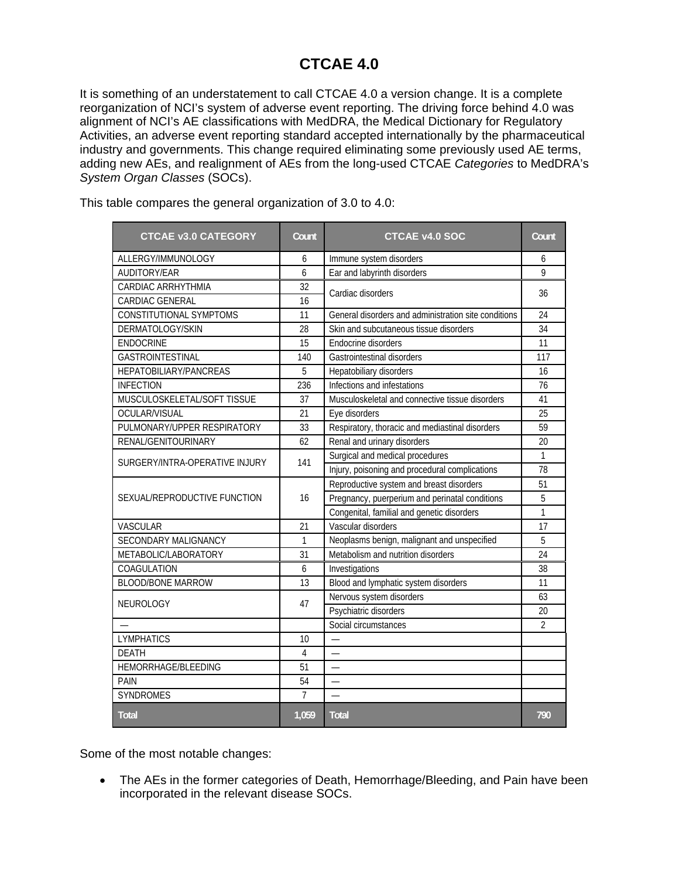# CTCAE 4.0

It is something of an understatement to call CTCAE 4.0 a version change. It is a complete reorganization of NCI's system of adverse event reporting. The driving force behind 4.0 was alignment of NCI's AE classifications with MedDRA, the Medical Dictionary for Regulatory Activities, an adverse event reporting standard accepted internationally by the pharmaceutical industry and governments. This change required eliminating some previously used AE terms, adding new AEs, and realignment of AEs from the long-used CTCAE *Categories* to MedDRA's *System Organ Classes* (SOCs).

This table compares the general organization of 3.0 to 4.0:

| CTCAE v3.0 CATEGORY | Count | CTCAE v4.0 SOC | Count |
|---|---|---|---|
| ALLERGY/IMMUNOLOGY | 6 | Immune system disorders | 6 |
| AUDITORY/EAR | 6 | Ear and labyrinth disorders | 9 |
| CARDIAC ARRHYTHMIA | 32 | Cardiac disorders | 36 |
| CARDIAC GENERAL | 16 | | |
| CONSTITUTIONAL SYMPTOMS | 11 | General disorders and administration site conditions | 24 |
| DERMATOLOGY/SKIN | 28 | Skin and subcutaneous tissue disorders | 34 |
| ENDOCRINE | 15 | Endocrine disorders | 11 |
| GASTROINTESTINAL | 140 | Gastrointestinal disorders | 117 |
| HEPATOBILIARY/PANCREAS | 5 | Hepatobiliary disorders | 16 |
| INFECTION | 236 | Infections and infestations | 76 |
| MUSCULOSKELETAL/SOFT TISSUE | 37 | Musculoskeletal and connective tissue disorders | 41 |
| OCULAR/VISUAL | 21 | Eye disorders | 25 |
| PULMONARY/UPPER RESPIRATORY | 33 | Respiratory, thoracic and mediastinal disorders | 59 |
| RENAL/GENITOURINARY | 62 | Renal and urinary disorders | 20 |
| SURGERY/INTRA-OPERATIVE INJURY | 141 | Surgical and medical procedures | 1 |
| | | Injury, poisoning and procedural complications | 78 |
| SEXUAL/REPRODUCTIVE FUNCTION | 16 | Reproductive system and breast disorders | 51 |
| | | Pregnancy, puerperium and perinatal conditions | 5 |
| | | Congenital, familial and genetic disorders | 1 |
| VASCULAR | 21 | Vascular disorders | 17 |
| SECONDARY MALIGNANCY | 1 | Neoplasms benign, malignant and unspecified | 5 |
| METABOLIC/LABORATORY | 31 | Metabolism and nutrition disorders | 24 |
| COAGULATION | 6 | Investigations | 38 |
| BLOOD/BONE MARROW | 13 | Blood and lymphatic system disorders | 11 |
| NEUROLOGY | 47 | Nervous system disorders | 63 |
| | | Psychiatric disorders | 20 |
| — | | Social circumstances | 2 |
| LYMPHATICS | 10 | — | |
| DEATH | 4 | — | |
| HEMORRHAGE/BLEEDING | 51 | — | |
| PAIN | 54 | — | |
| SYNDROMES | 7 | — | |
| **Total** | **1,059** | **Total** | **790** |

Some of the most notable changes:

- The AEs in the former categories of Death, Hemorrhage/Bleeding, and Pain have been incorporated in the relevant disease SOCs.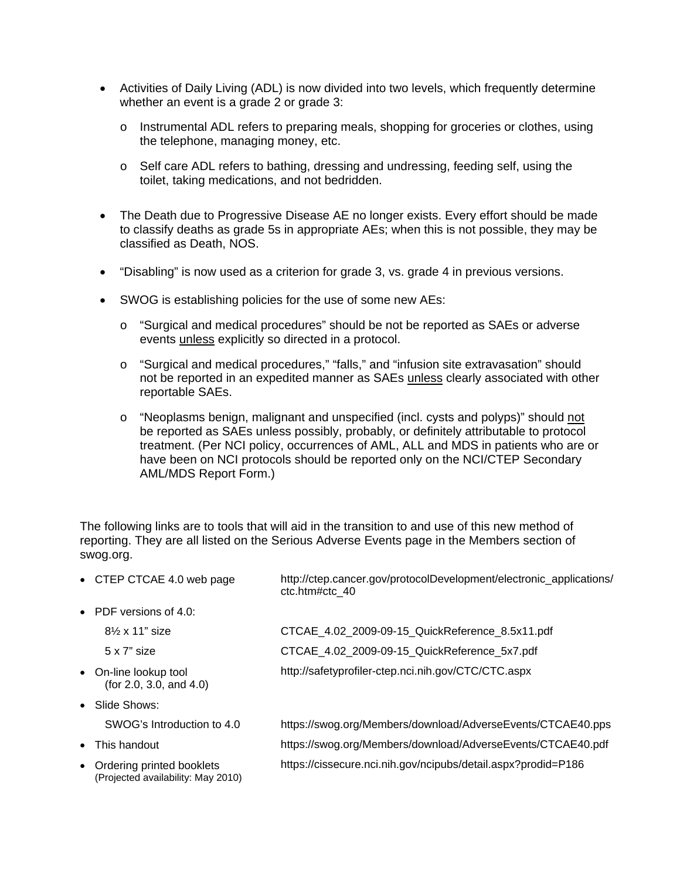- Activities of Daily Living (ADL) is now divided into two levels, which frequently determine whether an event is a grade 2 or grade 3:
  - Instrumental ADL refers to preparing meals, shopping for groceries or clothes, using the telephone, managing money, etc.
  - Self care ADL refers to bathing, dressing and undressing, feeding self, using the toilet, taking medications, and not bedridden.
- The Death due to Progressive Disease AE no longer exists. Every effort should be made to classify deaths as grade 5s in appropriate AEs; when this is not possible, they may be classified as Death, NOS.
- “Disabling” is now used as a criterion for grade 3, vs. grade 4 in previous versions.
- SWOG is establishing policies for the use of some new AEs:
  - “Surgical and medical procedures” should be not be reported as SAEs or adverse events <u>unless</u> explicitly so directed in a protocol.
  - “Surgical and medical procedures,” “falls,” and “infusion site extravasation” should not be reported in an expedited manner as SAEs <u>unless</u> clearly associated with other reportable SAEs.
  - “Neoplasms benign, malignant and unspecified (incl. cysts and polyps)” should <u>not</u> be reported as SAEs unless possibly, probably, or definitely attributable to protocol treatment. (Per NCI policy, occurrences of AML, ALL and MDS in patients who are or have been on NCI protocols should be reported only on the NCI/CTEP Secondary AML/MDS Report Form.)

The following links are to tools that will aid in the transition to and use of this new method of reporting. They are all listed on the Serious Adverse Events page in the Members section of swog.org.

| | |
|---|---|
| • CTEP CTCAE 4.0 web page | http://ctep.cancer.gov/protocolDevelopment/electronic_applications/ctc.htm#ctc_40 |
| • PDF versions of 4.0: | |
| 8½ x 11” size | CTCAE_4.02_2009-09-15_QuickReference_8.5x11.pdf |
| 5 x 7” size | CTCAE_4.02_2009-09-15_QuickReference_5x7.pdf |
| • On-line lookup tool (for 2.0, 3.0, and 4.0) | http://safetyprofiler-ctep.nci.nih.gov/CTC/CTC.aspx |
| • Slide Shows: | |
| SWOG’s Introduction to 4.0 | https://swog.org/Members/download/AdverseEvents/CTCAE40.pps |
| • This handout | https://swog.org/Members/download/AdverseEvents/CTCAE40.pdf |
| • Ordering printed booklets (Projected availability: May 2010) | https://cissecure.nci.nih.gov/ncipubs/detail.aspx?prodid=P186 |